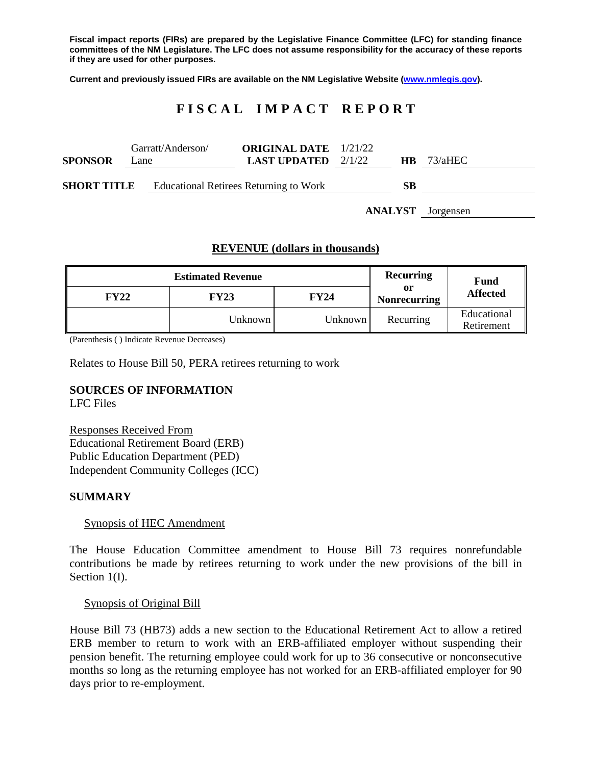Fiscal impact reports (FIRs) are prepared by the Legislative Finance Committee (LFC) for standing finance committees of the NM Legislature. The LFC does not assume responsibility for the accuracy of these reports if they are used for other purposes.

Current and previously issued FIRs are available on the NM Legislative Website (www.nmlegis.gov).

# FISCAL IMPACT REPORT

**SPONSOR** Garratt/Anderson/Lane | **ORIGINAL DATE** 1/21/22 | **LAST UPDATED** 2/1/22 | **HB** 73/aHEC

**SHORT TITLE** Educational Retirees Returning to Work | **SB**

**ANALYST** Jorgensen

## REVENUE (dollars in thousands)

| Estimated Revenue | | | Recurring or Nonrecurring | Fund Affected |
|---|---|---|---|---|
| **FY22** | **FY23** | **FY24** | | |
| | Unknown | Unknown | Recurring | Educational Retirement |

(Parenthesis ( ) Indicate Revenue Decreases)

Relates to House Bill 50, PERA retirees returning to work

**SOURCES OF INFORMATION**
LFC Files

Responses Received From
Educational Retirement Board (ERB)
Public Education Department (PED)
Independent Community Colleges (ICC)

**SUMMARY**

Synopsis of HEC Amendment

The House Education Committee amendment to House Bill 73 requires nonrefundable contributions be made by retirees returning to work under the new provisions of the bill in Section 1(I).

Synopsis of Original Bill

House Bill 73 (HB73) adds a new section to the Educational Retirement Act to allow a retired ERB member to return to work with an ERB-affiliated employer without suspending their pension benefit. The returning employee could work for up to 36 consecutive or nonconsecutive months so long as the returning employee has not worked for an ERB-affiliated employer for 90 days prior to re-employment.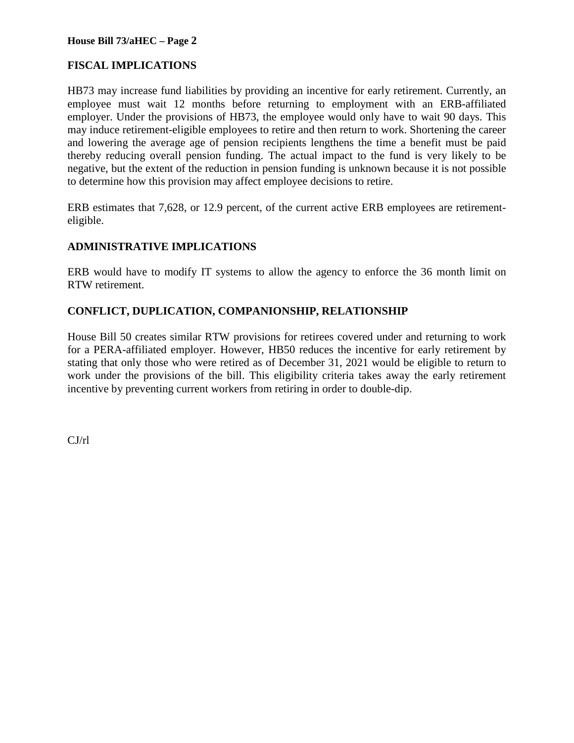## FISCAL IMPLICATIONS

HB73 may increase fund liabilities by providing an incentive for early retirement. Currently, an employee must wait 12 months before returning to employment with an ERB-affiliated employer. Under the provisions of HB73, the employee would only have to wait 90 days. This may induce retirement-eligible employees to retire and then return to work. Shortening the career and lowering the average age of pension recipients lengthens the time a benefit must be paid thereby reducing overall pension funding. The actual impact to the fund is very likely to be negative, but the extent of the reduction in pension funding is unknown because it is not possible to determine how this provision may affect employee decisions to retire.

ERB estimates that 7,628, or 12.9 percent, of the current active ERB employees are retirement-eligible.

## ADMINISTRATIVE IMPLICATIONS

ERB would have to modify IT systems to allow the agency to enforce the 36 month limit on RTW retirement.

## CONFLICT, DUPLICATION, COMPANIONSHIP, RELATIONSHIP

House Bill 50 creates similar RTW provisions for retirees covered under and returning to work for a PERA-affiliated employer. However, HB50 reduces the incentive for early retirement by stating that only those who were retired as of December 31, 2021 would be eligible to return to work under the provisions of the bill. This eligibility criteria takes away the early retirement incentive by preventing current workers from retiring in order to double-dip.

CJ/rl